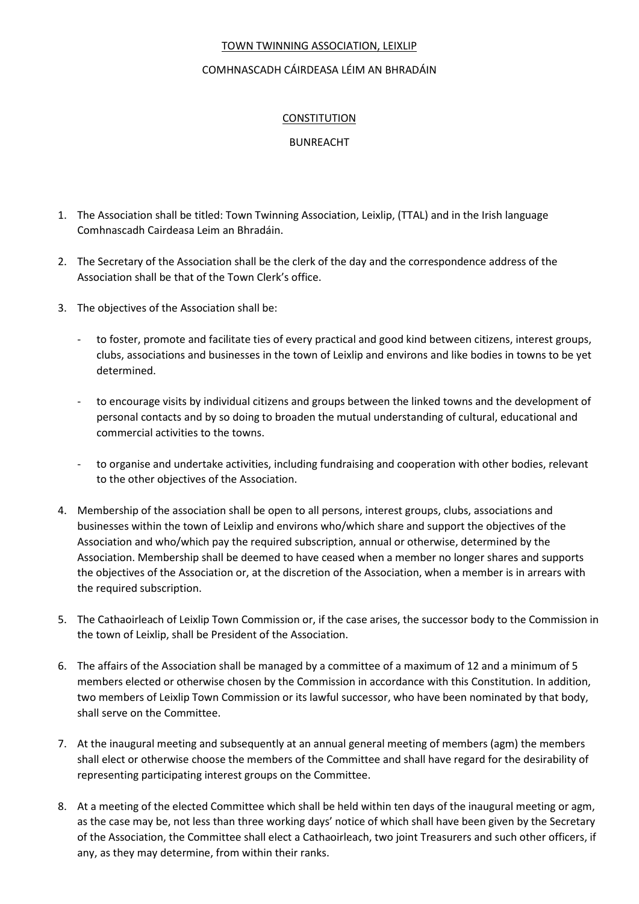# TOWN TWINNING ASSOCIATION, LEIXLIP

# COMHNASCADH CÁIRDEASA LÉIM AN BHRADÁIN

## CONSTITUTION

## BUNREACHT

1. The Association shall be titled: Town Twinning Association, Leixlip, (TTAL) and in the Irish language Comhnascadh Cairdeasa Leim an Bhradáin.

2. The Secretary of the Association shall be the clerk of the day and the correspondence address of the Association shall be that of the Town Clerk's office.

3. The objectives of the Association shall be:

   - to foster, promote and facilitate ties of every practical and good kind between citizens, interest groups, clubs, associations and businesses in the town of Leixlip and environs and like bodies in towns to be yet determined.

   - to encourage visits by individual citizens and groups between the linked towns and the development of personal contacts and by so doing to broaden the mutual understanding of cultural, educational and commercial activities to the towns.

   - to organise and undertake activities, including fundraising and cooperation with other bodies, relevant to the other objectives of the Association.

4. Membership of the association shall be open to all persons, interest groups, clubs, associations and businesses within the town of Leixlip and environs who/which share and support the objectives of the Association and who/which pay the required subscription, annual or otherwise, determined by the Association. Membership shall be deemed to have ceased when a member no longer shares and supports the objectives of the Association or, at the discretion of the Association, when a member is in arrears with the required subscription.

5. The Cathaoirleach of Leixlip Town Commission or, if the case arises, the successor body to the Commission in the town of Leixlip, shall be President of the Association.

6. The affairs of the Association shall be managed by a committee of a maximum of 12 and a minimum of 5 members elected or otherwise chosen by the Commission in accordance with this Constitution. In addition, two members of Leixlip Town Commission or its lawful successor, who have been nominated by that body, shall serve on the Committee.

7. At the inaugural meeting and subsequently at an annual general meeting of members (agm) the members shall elect or otherwise choose the members of the Committee and shall have regard for the desirability of representing participating interest groups on the Committee.

8. At a meeting of the elected Committee which shall be held within ten days of the inaugural meeting or agm, as the case may be, not less than three working days' notice of which shall have been given by the Secretary of the Association, the Committee shall elect a Cathaoirleach, two joint Treasurers and such other officers, if any, as they may determine, from within their ranks.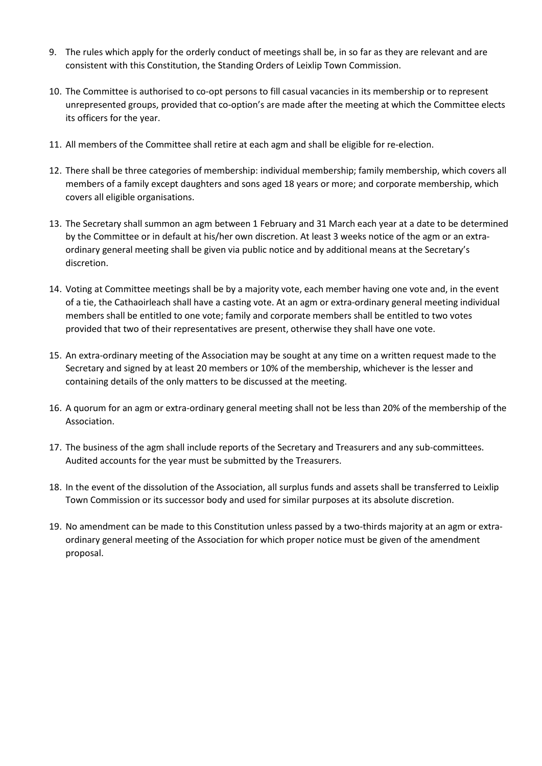9. The rules which apply for the orderly conduct of meetings shall be, in so far as they are relevant and are consistent with this Constitution, the Standing Orders of Leixlip Town Commission.

10. The Committee is authorised to co-opt persons to fill casual vacancies in its membership or to represent unrepresented groups, provided that co-option's are made after the meeting at which the Committee elects its officers for the year.

11. All members of the Committee shall retire at each agm and shall be eligible for re-election.

12. There shall be three categories of membership: individual membership; family membership, which covers all members of a family except daughters and sons aged 18 years or more; and corporate membership, which covers all eligible organisations.

13. The Secretary shall summon an agm between 1 February and 31 March each year at a date to be determined by the Committee or in default at his/her own discretion. At least 3 weeks notice of the agm or an extra-ordinary general meeting shall be given via public notice and by additional means at the Secretary's discretion.

14. Voting at Committee meetings shall be by a majority vote, each member having one vote and, in the event of a tie, the Cathaoirleach shall have a casting vote. At an agm or extra-ordinary general meeting individual members shall be entitled to one vote; family and corporate members shall be entitled to two votes provided that two of their representatives are present, otherwise they shall have one vote.

15. An extra-ordinary meeting of the Association may be sought at any time on a written request made to the Secretary and signed by at least 20 members or 10% of the membership, whichever is the lesser and containing details of the only matters to be discussed at the meeting.

16. A quorum for an agm or extra-ordinary general meeting shall not be less than 20% of the membership of the Association.

17. The business of the agm shall include reports of the Secretary and Treasurers and any sub-committees. Audited accounts for the year must be submitted by the Treasurers.

18. In the event of the dissolution of the Association, all surplus funds and assets shall be transferred to Leixlip Town Commission or its successor body and used for similar purposes at its absolute discretion.

19. No amendment can be made to this Constitution unless passed by a two-thirds majority at an agm or extra-ordinary general meeting of the Association for which proper notice must be given of the amendment proposal.